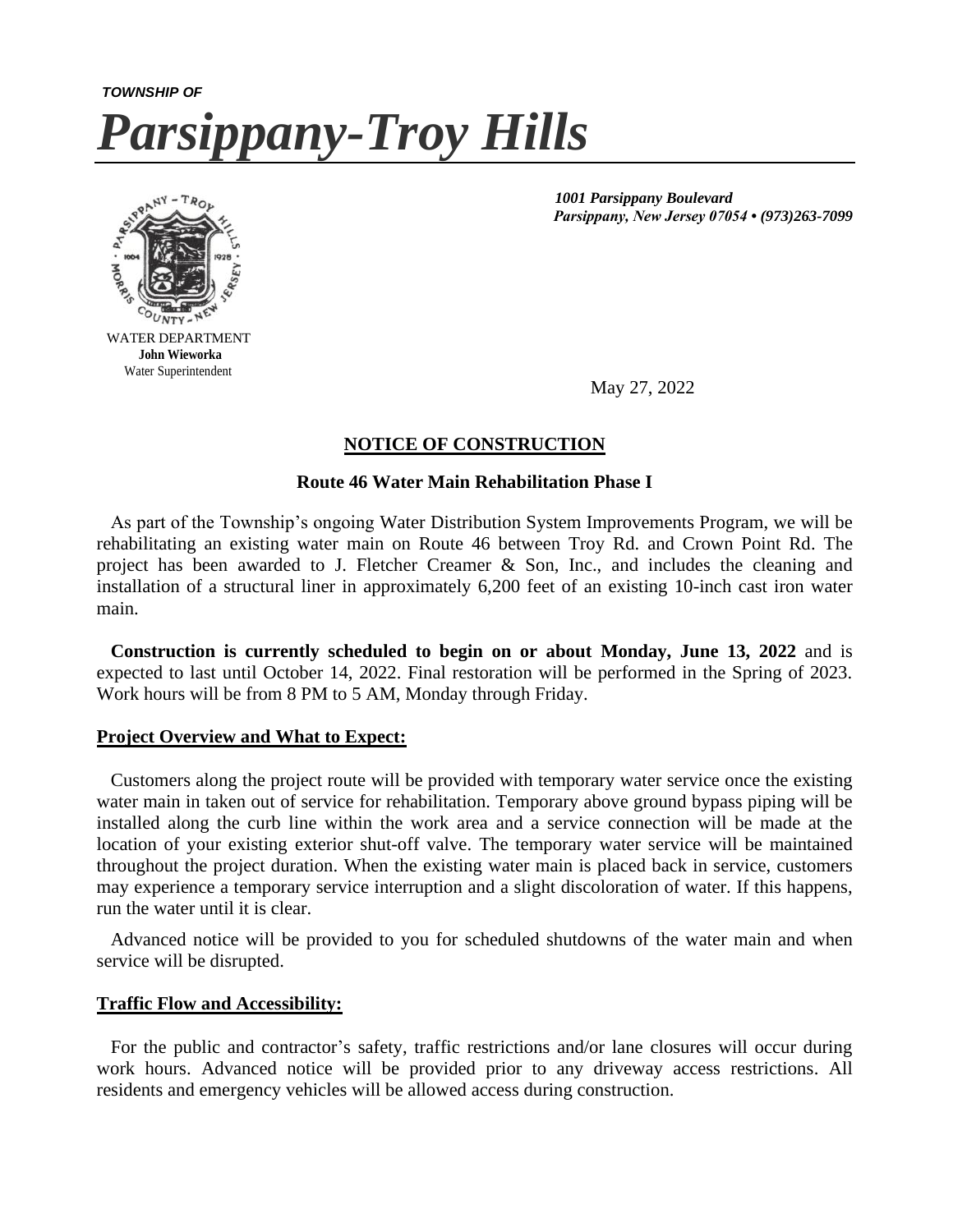*TOWNSHIP OF*

# *Parsippany-Troy Hills*

WATER DEPARTMENT
**John Wieworka**
Water Superintendent

***1001 Parsippany Boulevard***
***Parsippany, New Jersey 07054 • (973)263-7099***

May 27, 2022

## NOTICE OF CONSTRUCTION

### Route 46 Water Main Rehabilitation Phase I

As part of the Township's ongoing Water Distribution System Improvements Program, we will be rehabilitating an existing water main on Route 46 between Troy Rd. and Crown Point Rd. The project has been awarded to J. Fletcher Creamer & Son, Inc., and includes the cleaning and installation of a structural liner in approximately 6,200 feet of an existing 10-inch cast iron water main.

**Construction is currently scheduled to begin on or about Monday, June 13, 2022** and is expected to last until October 14, 2022. Final restoration will be performed in the Spring of 2023. Work hours will be from 8 PM to 5 AM, Monday through Friday.

### Project Overview and What to Expect:

Customers along the project route will be provided with temporary water service once the existing water main in taken out of service for rehabilitation. Temporary above ground bypass piping will be installed along the curb line within the work area and a service connection will be made at the location of your existing exterior shut-off valve. The temporary water service will be maintained throughout the project duration. When the existing water main is placed back in service, customers may experience a temporary service interruption and a slight discoloration of water. If this happens, run the water until it is clear.

Advanced notice will be provided to you for scheduled shutdowns of the water main and when service will be disrupted.

### Traffic Flow and Accessibility:

For the public and contractor's safety, traffic restrictions and/or lane closures will occur during work hours. Advanced notice will be provided prior to any driveway access restrictions. All residents and emergency vehicles will be allowed access during construction.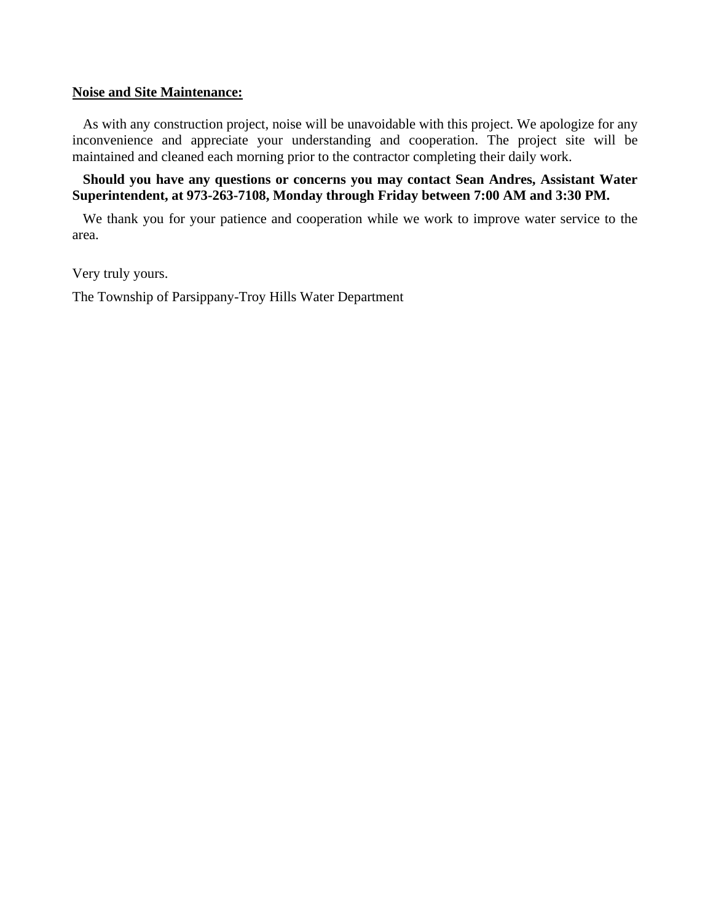**Noise and Site Maintenance:**

As with any construction project, noise will be unavoidable with this project. We apologize for any inconvenience and appreciate your understanding and cooperation. The project site will be maintained and cleaned each morning prior to the contractor completing their daily work.

**Should you have any questions or concerns you may contact Sean Andres, Assistant Water Superintendent, at 973-263-7108, Monday through Friday between 7:00 AM and 3:30 PM.**

We thank you for your patience and cooperation while we work to improve water service to the area.

Very truly yours.

The Township of Parsippany-Troy Hills Water Department